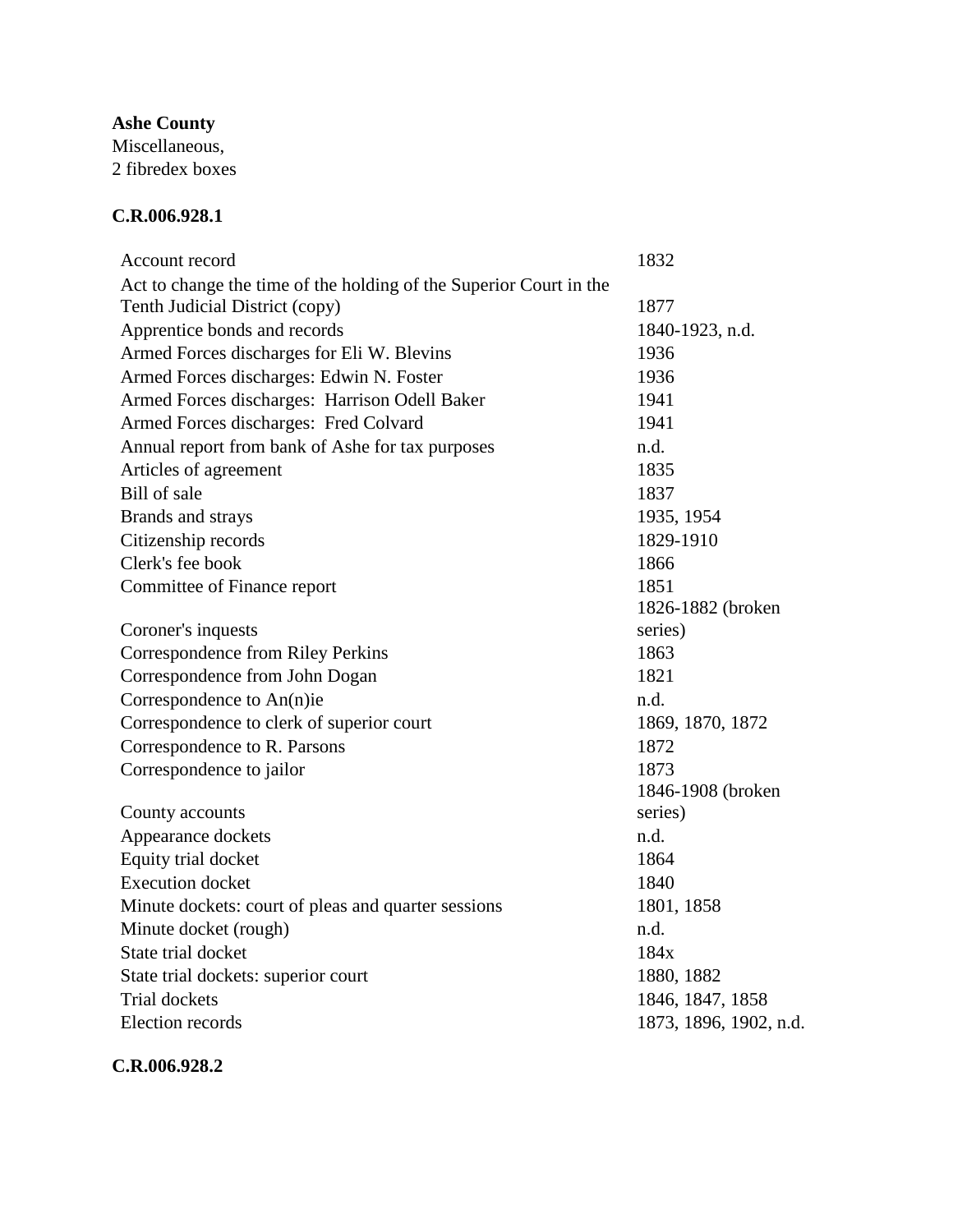**Ashe County**
Miscellaneous,
2 fibredex boxes

**C.R.006.928.1**

| | |
|---|---|
| Account record | 1832 |
| Act to change the time of the holding of the Superior Court in the Tenth Judicial District (copy) | 1877 |
| Apprentice bonds and records | 1840-1923, n.d. |
| Armed Forces discharges for Eli W. Blevins | 1936 |
| Armed Forces discharges: Edwin N. Foster | 1936 |
| Armed Forces discharges: Harrison Odell Baker | 1941 |
| Armed Forces discharges: Fred Colvard | 1941 |
| Annual report from bank of Ashe for tax purposes | n.d. |
| Articles of agreement | 1835 |
| Bill of sale | 1837 |
| Brands and strays | 1935, 1954 |
| Citizenship records | 1829-1910 |
| Clerk's fee book | 1866 |
| Committee of Finance report | 1851 |
| Coroner's inquests | 1826-1882 (broken series) |
| Correspondence from Riley Perkins | 1863 |
| Correspondence from John Dogan | 1821 |
| Correspondence to An(n)ie | n.d. |
| Correspondence to clerk of superior court | 1869, 1870, 1872 |
| Correspondence to R. Parsons | 1872 |
| Correspondence to jailor | 1873 |
| County accounts | 1846-1908 (broken series) |
| Appearance dockets | n.d. |
| Equity trial docket | 1864 |
| Execution docket | 1840 |
| Minute dockets: court of pleas and quarter sessions | 1801, 1858 |
| Minute docket (rough) | n.d. |
| State trial docket | 184x |
| State trial dockets: superior court | 1880, 1882 |
| Trial dockets | 1846, 1847, 1858 |
| Election records | 1873, 1896, 1902, n.d. |

**C.R.006.928.2**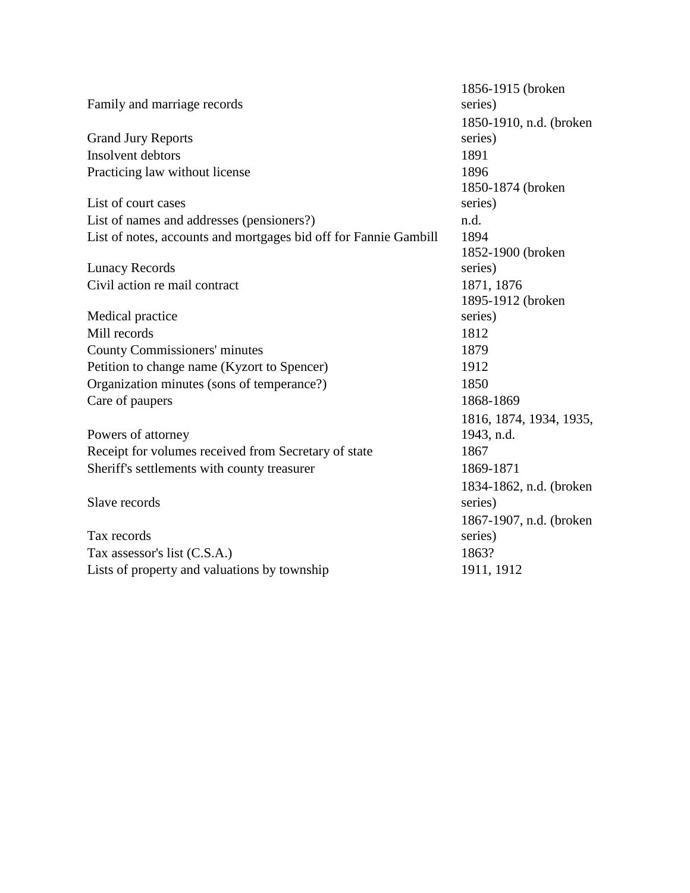| | |
|---|---|
| Family and marriage records | 1856-1915 (broken series) |
| Grand Jury Reports | 1850-1910, n.d. (broken series) |
| Insolvent debtors | 1891 |
| Practicing law without license | 1896 |
| List of court cases | 1850-1874 (broken series) |
| List of names and addresses (pensioners?) | n.d. |
| List of notes, accounts and mortgages bid off for Fannie Gambill | 1894 |
| Lunacy Records | 1852-1900 (broken series) |
| Civil action re mail contract | 1871, 1876 |
| Medical practice | 1895-1912 (broken series) |
| Mill records | 1812 |
| County Commissioners' minutes | 1879 |
| Petition to change name (Kyzort to Spencer) | 1912 |
| Organization minutes (sons of temperance?) | 1850 |
| Care of paupers | 1868-1869 |
| Powers of attorney | 1816, 1874, 1934, 1935, 1943, n.d. |
| Receipt for volumes received from Secretary of state | 1867 |
| Sheriff's settlements with county treasurer | 1869-1871 |
| Slave records | 1834-1862, n.d. (broken series) |
| Tax records | 1867-1907, n.d. (broken series) |
| Tax assessor's list (C.S.A.) | 1863? |
| Lists of property and valuations by township | 1911, 1912 |